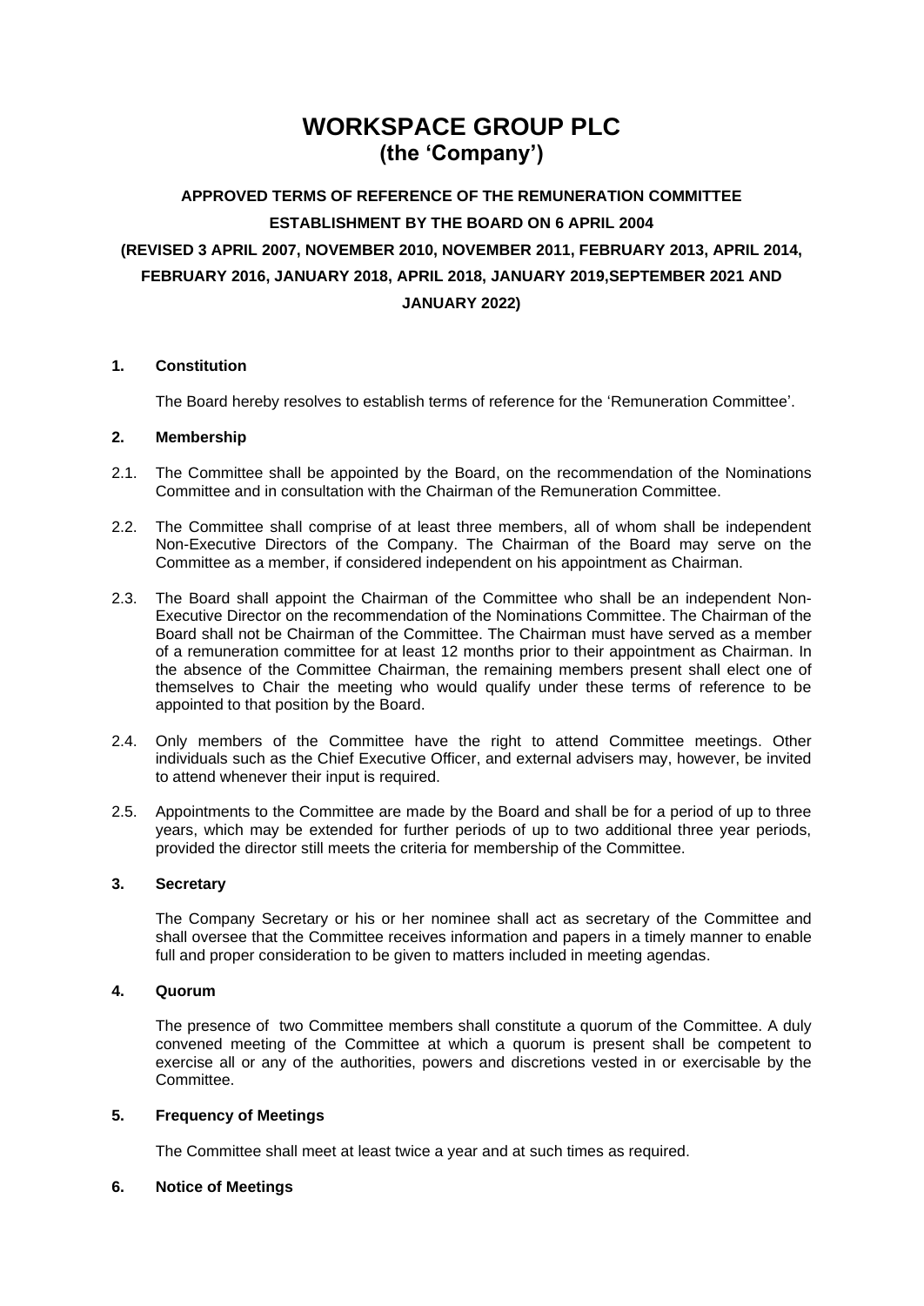# WORKSPACE GROUP PLC
## (the 'Company')

### APPROVED TERMS OF REFERENCE OF THE REMUNERATION COMMITTEE
### ESTABLISHMENT BY THE BOARD ON 6 APRIL 2004
### (REVISED 3 APRIL 2007, NOVEMBER 2010, NOVEMBER 2011, FEBRUARY 2013, APRIL 2014, FEBRUARY 2016, JANUARY 2018, APRIL 2018, JANUARY 2019,SEPTEMBER 2021 AND JANUARY 2022)

**1. Constitution**

The Board hereby resolves to establish terms of reference for the 'Remuneration Committee'.

**2. Membership**

2.1. The Committee shall be appointed by the Board, on the recommendation of the Nominations Committee and in consultation with the Chairman of the Remuneration Committee.

2.2. The Committee shall comprise of at least three members, all of whom shall be independent Non-Executive Directors of the Company. The Chairman of the Board may serve on the Committee as a member, if considered independent on his appointment as Chairman.

2.3. The Board shall appoint the Chairman of the Committee who shall be an independent Non-Executive Director on the recommendation of the Nominations Committee. The Chairman of the Board shall not be Chairman of the Committee. The Chairman must have served as a member of a remuneration committee for at least 12 months prior to their appointment as Chairman. In the absence of the Committee Chairman, the remaining members present shall elect one of themselves to Chair the meeting who would qualify under these terms of reference to be appointed to that position by the Board.

2.4. Only members of the Committee have the right to attend Committee meetings. Other individuals such as the Chief Executive Officer, and external advisers may, however, be invited to attend whenever their input is required.

2.5. Appointments to the Committee are made by the Board and shall be for a period of up to three years, which may be extended for further periods of up to two additional three year periods, provided the director still meets the criteria for membership of the Committee.

**3. Secretary**

The Company Secretary or his or her nominee shall act as secretary of the Committee and shall oversee that the Committee receives information and papers in a timely manner to enable full and proper consideration to be given to matters included in meeting agendas.

**4. Quorum**

The presence of two Committee members shall constitute a quorum of the Committee. A duly convened meeting of the Committee at which a quorum is present shall be competent to exercise all or any of the authorities, powers and discretions vested in or exercisable by the Committee.

**5. Frequency of Meetings**

The Committee shall meet at least twice a year and at such times as required.

**6. Notice of Meetings**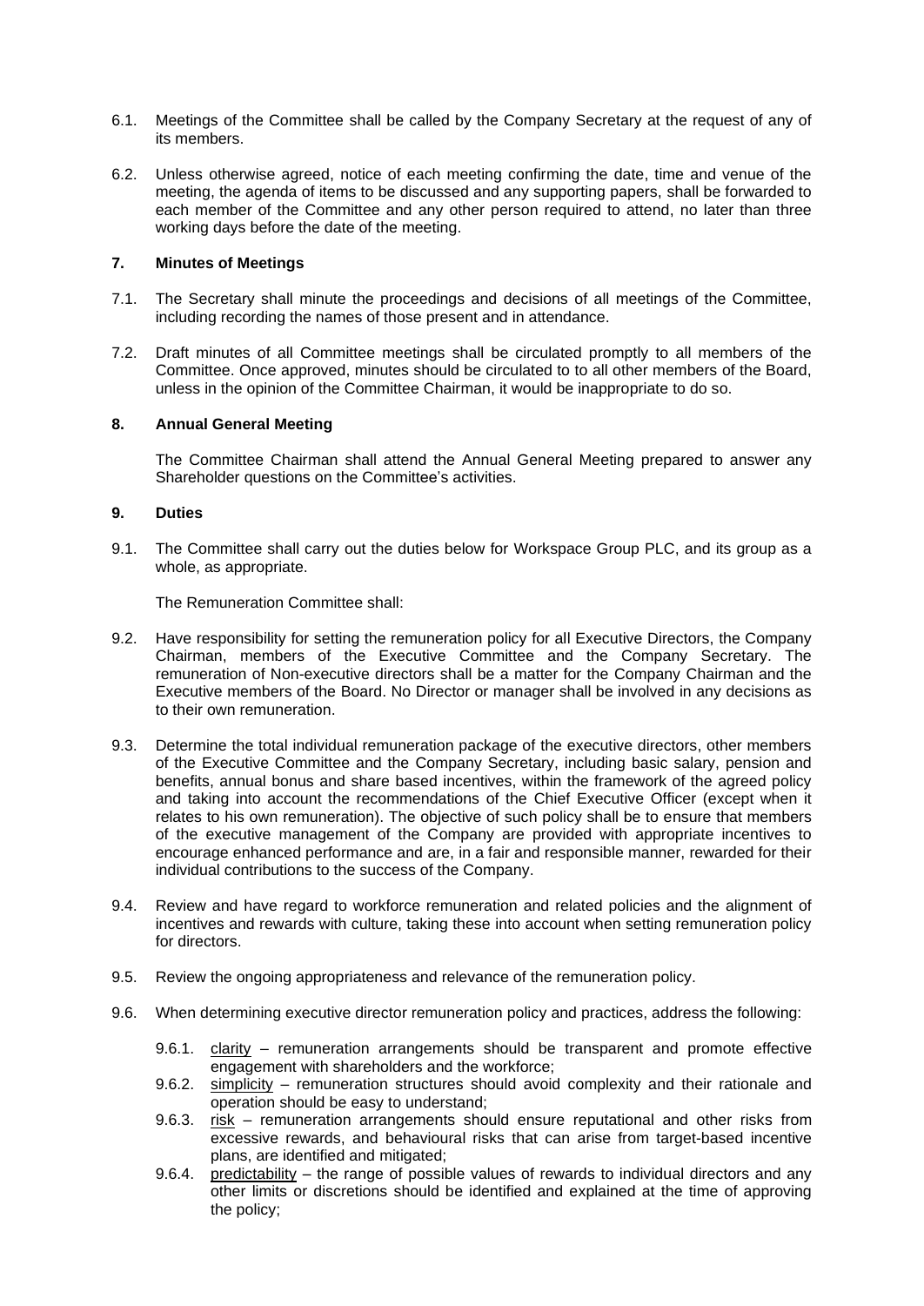6.1. Meetings of the Committee shall be called by the Company Secretary at the request of any of its members.

6.2. Unless otherwise agreed, notice of each meeting confirming the date, time and venue of the meeting, the agenda of items to be discussed and any supporting papers, shall be forwarded to each member of the Committee and any other person required to attend, no later than three working days before the date of the meeting.

## 7. Minutes of Meetings

7.1. The Secretary shall minute the proceedings and decisions of all meetings of the Committee, including recording the names of those present and in attendance.

7.2. Draft minutes of all Committee meetings shall be circulated promptly to all members of the Committee. Once approved, minutes should be circulated to to all other members of the Board, unless in the opinion of the Committee Chairman, it would be inappropriate to do so.

## 8. Annual General Meeting

The Committee Chairman shall attend the Annual General Meeting prepared to answer any Shareholder questions on the Committee's activities.

## 9. Duties

9.1. The Committee shall carry out the duties below for Workspace Group PLC, and its group as a whole, as appropriate.

The Remuneration Committee shall:

9.2. Have responsibility for setting the remuneration policy for all Executive Directors, the Company Chairman, members of the Executive Committee and the Company Secretary. The remuneration of Non-executive directors shall be a matter for the Company Chairman and the Executive members of the Board. No Director or manager shall be involved in any decisions as to their own remuneration.

9.3. Determine the total individual remuneration package of the executive directors, other members of the Executive Committee and the Company Secretary, including basic salary, pension and benefits, annual bonus and share based incentives, within the framework of the agreed policy and taking into account the recommendations of the Chief Executive Officer (except when it relates to his own remuneration). The objective of such policy shall be to ensure that members of the executive management of the Company are provided with appropriate incentives to encourage enhanced performance and are, in a fair and responsible manner, rewarded for their individual contributions to the success of the Company.

9.4. Review and have regard to workforce remuneration and related policies and the alignment of incentives and rewards with culture, taking these into account when setting remuneration policy for directors.

9.5. Review the ongoing appropriateness and relevance of the remuneration policy.

9.6. When determining executive director remuneration policy and practices, address the following:

- 9.6.1. clarity – remuneration arrangements should be transparent and promote effective engagement with shareholders and the workforce;
- 9.6.2. simplicity – remuneration structures should avoid complexity and their rationale and operation should be easy to understand;
- 9.6.3. risk – remuneration arrangements should ensure reputational and other risks from excessive rewards, and behavioural risks that can arise from target-based incentive plans, are identified and mitigated;
- 9.6.4. predictability – the range of possible values of rewards to individual directors and any other limits or discretions should be identified and explained at the time of approving the policy;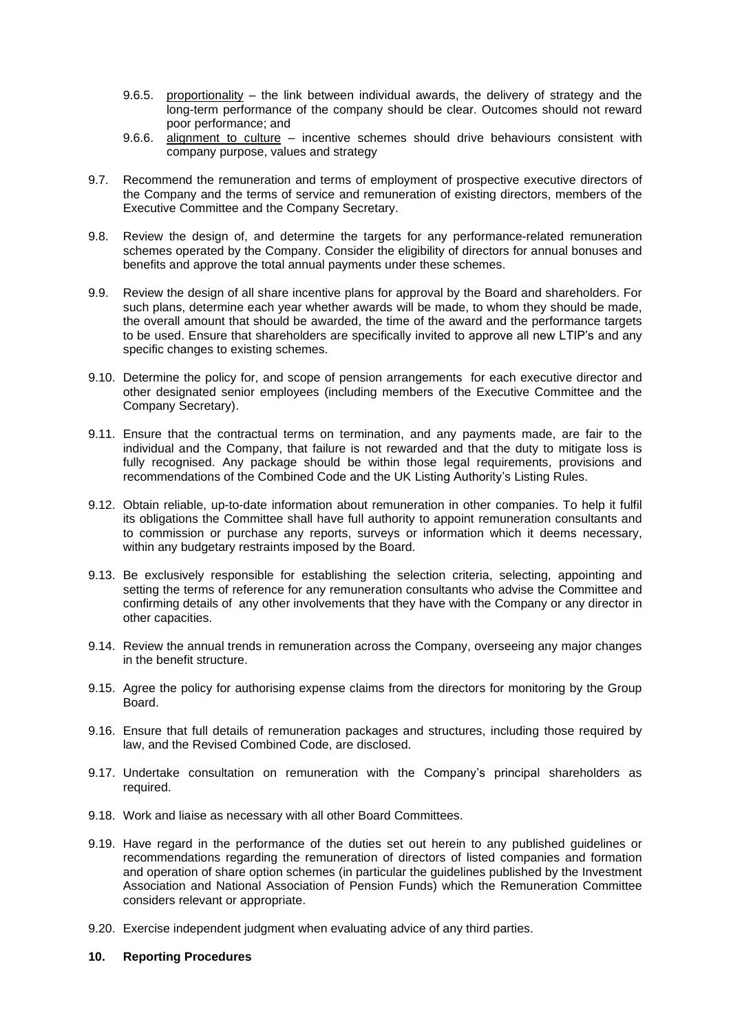9.6.5. <u>proportionality</u> – the link between individual awards, the delivery of strategy and the long-term performance of the company should be clear. Outcomes should not reward poor performance; and

9.6.6. <u>alignment to culture</u> – incentive schemes should drive behaviours consistent with company purpose, values and strategy

9.7. Recommend the remuneration and terms of employment of prospective executive directors of the Company and the terms of service and remuneration of existing directors, members of the Executive Committee and the Company Secretary.

9.8. Review the design of, and determine the targets for any performance-related remuneration schemes operated by the Company. Consider the eligibility of directors for annual bonuses and benefits and approve the total annual payments under these schemes.

9.9. Review the design of all share incentive plans for approval by the Board and shareholders. For such plans, determine each year whether awards will be made, to whom they should be made, the overall amount that should be awarded, the time of the award and the performance targets to be used. Ensure that shareholders are specifically invited to approve all new LTIP's and any specific changes to existing schemes.

9.10. Determine the policy for, and scope of pension arrangements for each executive director and other designated senior employees (including members of the Executive Committee and the Company Secretary).

9.11. Ensure that the contractual terms on termination, and any payments made, are fair to the individual and the Company, that failure is not rewarded and that the duty to mitigate loss is fully recognised. Any package should be within those legal requirements, provisions and recommendations of the Combined Code and the UK Listing Authority's Listing Rules.

9.12. Obtain reliable, up-to-date information about remuneration in other companies. To help it fulfil its obligations the Committee shall have full authority to appoint remuneration consultants and to commission or purchase any reports, surveys or information which it deems necessary, within any budgetary restraints imposed by the Board.

9.13. Be exclusively responsible for establishing the selection criteria, selecting, appointing and setting the terms of reference for any remuneration consultants who advise the Committee and confirming details of any other involvements that they have with the Company or any director in other capacities.

9.14. Review the annual trends in remuneration across the Company, overseeing any major changes in the benefit structure.

9.15. Agree the policy for authorising expense claims from the directors for monitoring by the Group Board.

9.16. Ensure that full details of remuneration packages and structures, including those required by law, and the Revised Combined Code, are disclosed.

9.17. Undertake consultation on remuneration with the Company's principal shareholders as required.

9.18. Work and liaise as necessary with all other Board Committees.

9.19. Have regard in the performance of the duties set out herein to any published guidelines or recommendations regarding the remuneration of directors of listed companies and formation and operation of share option schemes (in particular the guidelines published by the Investment Association and National Association of Pension Funds) which the Remuneration Committee considers relevant or appropriate.

9.20. Exercise independent judgment when evaluating advice of any third parties.

## 10. Reporting Procedures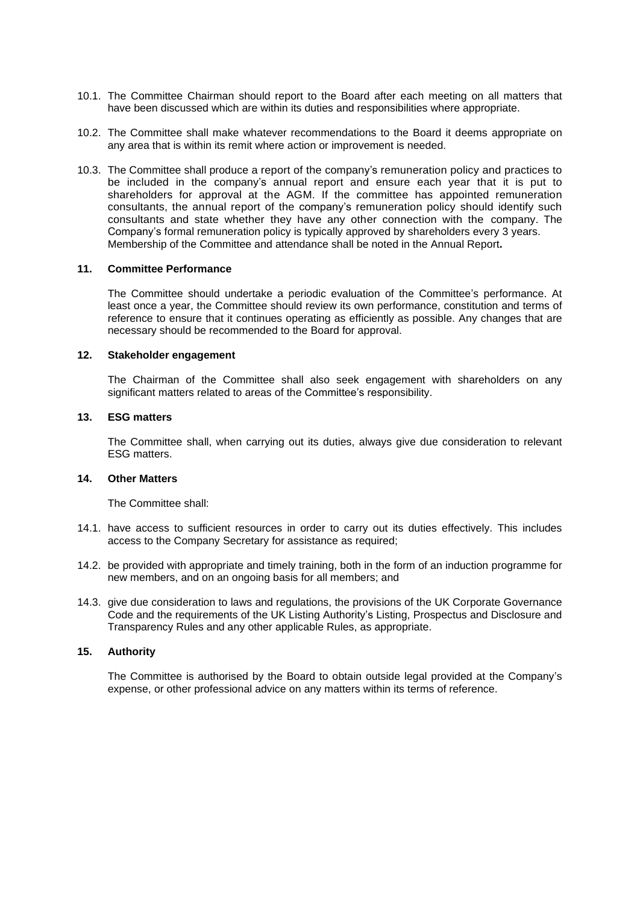10.1. The Committee Chairman should report to the Board after each meeting on all matters that have been discussed which are within its duties and responsibilities where appropriate.

10.2. The Committee shall make whatever recommendations to the Board it deems appropriate on any area that is within its remit where action or improvement is needed.

10.3. The Committee shall produce a report of the company's remuneration policy and practices to be included in the company's annual report and ensure each year that it is put to shareholders for approval at the AGM. If the committee has appointed remuneration consultants, the annual report of the company's remuneration policy should identify such consultants and state whether they have any other connection with the company. The Company's formal remuneration policy is typically approved by shareholders every 3 years. Membership of the Committee and attendance shall be noted in the Annual Report**.**

## 11. Committee Performance

The Committee should undertake a periodic evaluation of the Committee's performance. At least once a year, the Committee should review its own performance, constitution and terms of reference to ensure that it continues operating as efficiently as possible. Any changes that are necessary should be recommended to the Board for approval.

## 12. Stakeholder engagement

The Chairman of the Committee shall also seek engagement with shareholders on any significant matters related to areas of the Committee's responsibility.

## 13. ESG matters

The Committee shall, when carrying out its duties, always give due consideration to relevant ESG matters.

## 14. Other Matters

The Committee shall:

14.1. have access to sufficient resources in order to carry out its duties effectively. This includes access to the Company Secretary for assistance as required;

14.2. be provided with appropriate and timely training, both in the form of an induction programme for new members, and on an ongoing basis for all members; and

14.3. give due consideration to laws and regulations, the provisions of the UK Corporate Governance Code and the requirements of the UK Listing Authority's Listing, Prospectus and Disclosure and Transparency Rules and any other applicable Rules, as appropriate.

## 15. Authority

The Committee is authorised by the Board to obtain outside legal provided at the Company's expense, or other professional advice on any matters within its terms of reference.